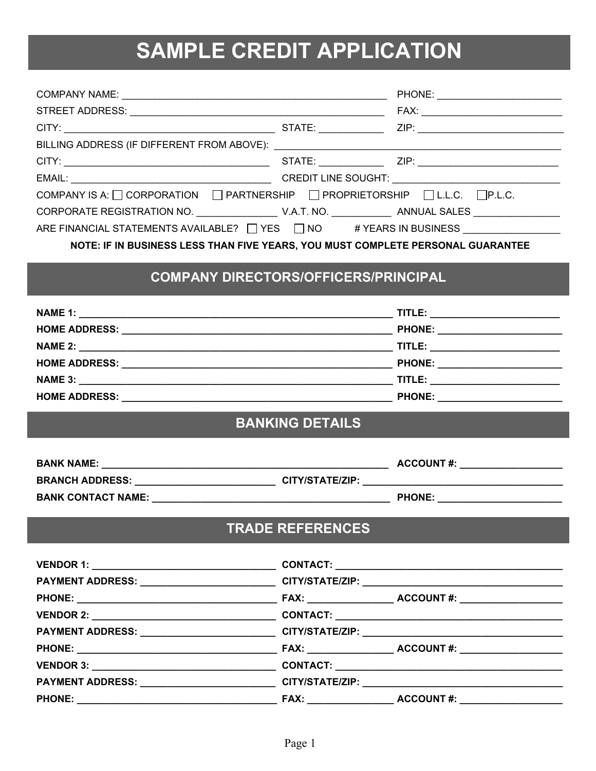# SAMPLE CREDIT APPLICATION

COMPANY NAME: ______________________________________________ PHONE: ______________________

STREET ADDRESS: ____________________________________________ FAX: _________________________

CITY: ____________________________________ STATE: ___________ ZIP: __________________________

BILLING ADDRESS (IF DIFFERENT FROM ABOVE): __________________________________________________

CITY: ____________________________________ STATE: ___________ ZIP: _________________________

EMAIL: ___________________________________ CREDIT LINE SOUGHT: _____________________________

COMPANY IS A: ☐ CORPORATION ☐ PARTNERSHIP ☐ PROPRIETORSHIP ☐ L.L.C. ☐ P.L.C.

CORPORATE REGISTRATION NO. ______________ V.A.T. NO. ___________ ANNUAL SALES ________________

ARE FINANCIAL STATEMENTS AVAILABLE? ☐ YES ☐ NO # YEARS IN BUSINESS _________________

**NOTE: IF IN BUSINESS LESS THAN FIVE YEARS, YOU MUST COMPLETE PERSONAL GUARANTEE**

## COMPANY DIRECTORS/OFFICERS/PRINCIPAL

**NAME 1:** _______________________________________________________ **TITLE:** _______________________

**HOME ADDRESS:** ________________________________________________ **PHONE:** ______________________

**NAME 2:** _______________________________________________________ **TITLE:** _______________________

**HOME ADDRESS:** ________________________________________________ **PHONE:** ______________________

**NAME 3:** _______________________________________________________ **TITLE:** _______________________

**HOME ADDRESS:** ________________________________________________ **PHONE:** ______________________

## BANKING DETAILS

**BANK NAME:** ____________________________________________________ **ACCOUNT #:** __________________

**BRANCH ADDRESS:** _________________________ **CITY/STATE/ZIP:** ____________________________________

**BANK CONTACT NAME:** ________________________________________ **PHONE:** ______________________

## TRADE REFERENCES

**VENDOR 1:** _________________________________ **CONTACT:** _________________________________________

**PAYMENT ADDRESS:** _______________________ **CITY/STATE/ZIP:** ____________________________________

**PHONE:** ____________________________________ **FAX:** _______________ **ACCOUNT #:** __________________

**VENDOR 2:** _________________________________ **CONTACT:** _________________________________________

**PAYMENT ADDRESS:** _______________________ **CITY/STATE/ZIP:** ____________________________________

**PHONE:** ____________________________________ **FAX:** _______________ **ACCOUNT #:** __________________

**VENDOR 3:** _________________________________ **CONTACT:** _________________________________________

**PAYMENT ADDRESS:** _______________________ **CITY/STATE/ZIP:** ____________________________________

**PHONE:** ____________________________________ **FAX:** _______________ **ACCOUNT #:** __________________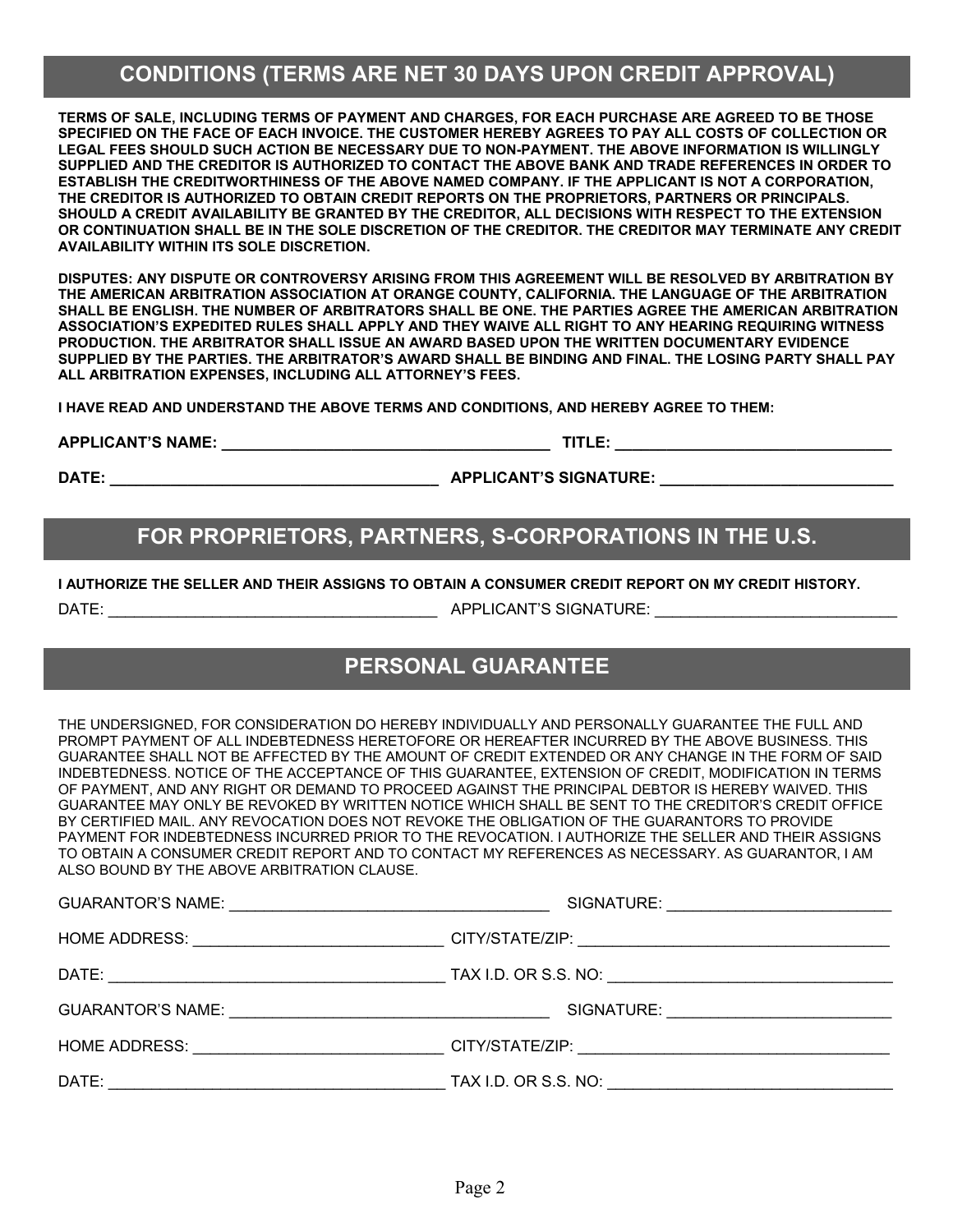## CONDITIONS (TERMS ARE NET 30 DAYS UPON CREDIT APPROVAL)

**TERMS OF SALE, INCLUDING TERMS OF PAYMENT AND CHARGES, FOR EACH PURCHASE ARE AGREED TO BE THOSE SPECIFIED ON THE FACE OF EACH INVOICE. THE CUSTOMER HEREBY AGREES TO PAY ALL COSTS OF COLLECTION OR LEGAL FEES SHOULD SUCH ACTION BE NECESSARY DUE TO NON-PAYMENT. THE ABOVE INFORMATION IS WILLINGLY SUPPLIED AND THE CREDITOR IS AUTHORIZED TO CONTACT THE ABOVE BANK AND TRADE REFERENCES IN ORDER TO ESTABLISH THE CREDITWORTHINESS OF THE ABOVE NAMED COMPANY. IF THE APPLICANT IS NOT A CORPORATION, THE CREDITOR IS AUTHORIZED TO OBTAIN CREDIT REPORTS ON THE PROPRIETORS, PARTNERS OR PRINCIPALS. SHOULD A CREDIT AVAILABILITY BE GRANTED BY THE CREDITOR, ALL DECISIONS WITH RESPECT TO THE EXTENSION OR CONTINUATION SHALL BE IN THE SOLE DISCRETION OF THE CREDITOR. THE CREDITOR MAY TERMINATE ANY CREDIT AVAILABILITY WITHIN ITS SOLE DISCRETION.**

**DISPUTES: ANY DISPUTE OR CONTROVERSY ARISING FROM THIS AGREEMENT WILL BE RESOLVED BY ARBITRATION BY THE AMERICAN ARBITRATION ASSOCIATION AT ORANGE COUNTY, CALIFORNIA. THE LANGUAGE OF THE ARBITRATION SHALL BE ENGLISH. THE NUMBER OF ARBITRATORS SHALL BE ONE. THE PARTIES AGREE THE AMERICAN ARBITRATION ASSOCIATION'S EXPEDITED RULES SHALL APPLY AND THEY WAIVE ALL RIGHT TO ANY HEARING REQUIRING WITNESS PRODUCTION. THE ARBITRATOR SHALL ISSUE AN AWARD BASED UPON THE WRITTEN DOCUMENTARY EVIDENCE SUPPLIED BY THE PARTIES. THE ARBITRATOR'S AWARD SHALL BE BINDING AND FINAL. THE LOSING PARTY SHALL PAY ALL ARBITRATION EXPENSES, INCLUDING ALL ATTORNEY'S FEES.**

**I HAVE READ AND UNDERSTAND THE ABOVE TERMS AND CONDITIONS, AND HEREBY AGREE TO THEM:**

**APPLICANT'S NAME:** ______________________________ **TITLE:** ______________________________

**DATE:** ______________________________ **APPLICANT'S SIGNATURE:** ______________________________

## FOR PROPRIETORS, PARTNERS, S-CORPORATIONS IN THE U.S.

**I AUTHORIZE THE SELLER AND THEIR ASSIGNS TO OBTAIN A CONSUMER CREDIT REPORT ON MY CREDIT HISTORY.**

DATE: ______________________________ APPLICANT'S SIGNATURE: ______________________________

## PERSONAL GUARANTEE

THE UNDERSIGNED, FOR CONSIDERATION DO HEREBY INDIVIDUALLY AND PERSONALLY GUARANTEE THE FULL AND PROMPT PAYMENT OF ALL INDEBTEDNESS HERETOFORE OR HEREAFTER INCURRED BY THE ABOVE BUSINESS. THIS GUARANTEE SHALL NOT BE AFFECTED BY THE AMOUNT OF CREDIT EXTENDED OR ANY CHANGE IN THE FORM OF SAID INDEBTEDNESS. NOTICE OF THE ACCEPTANCE OF THIS GUARANTEE, EXTENSION OF CREDIT, MODIFICATION IN TERMS OF PAYMENT, AND ANY RIGHT OR DEMAND TO PROCEED AGAINST THE PRINCIPAL DEBTOR IS HEREBY WAIVED. THIS GUARANTEE MAY ONLY BE REVOKED BY WRITTEN NOTICE WHICH SHALL BE SENT TO THE CREDITOR'S CREDIT OFFICE BY CERTIFIED MAIL. ANY REVOCATION DOES NOT REVOKE THE OBLIGATION OF THE GUARANTORS TO PROVIDE PAYMENT FOR INDEBTEDNESS INCURRED PRIOR TO THE REVOCATION. I AUTHORIZE THE SELLER AND THEIR ASSIGNS TO OBTAIN A CONSUMER CREDIT REPORT AND TO CONTACT MY REFERENCES AS NECESSARY. AS GUARANTOR, I AM ALSO BOUND BY THE ABOVE ARBITRATION CLAUSE.

GUARANTOR'S NAME: ______________________________ SIGNATURE: ______________________________

HOME ADDRESS: ______________________________ CITY/STATE/ZIP: ______________________________

DATE: ______________________________ TAX I.D. OR S.S. NO: ______________________________

GUARANTOR'S NAME: ______________________________ SIGNATURE: ______________________________

HOME ADDRESS: ______________________________ CITY/STATE/ZIP: ______________________________

DATE: ______________________________ TAX I.D. OR S.S. NO: ______________________________